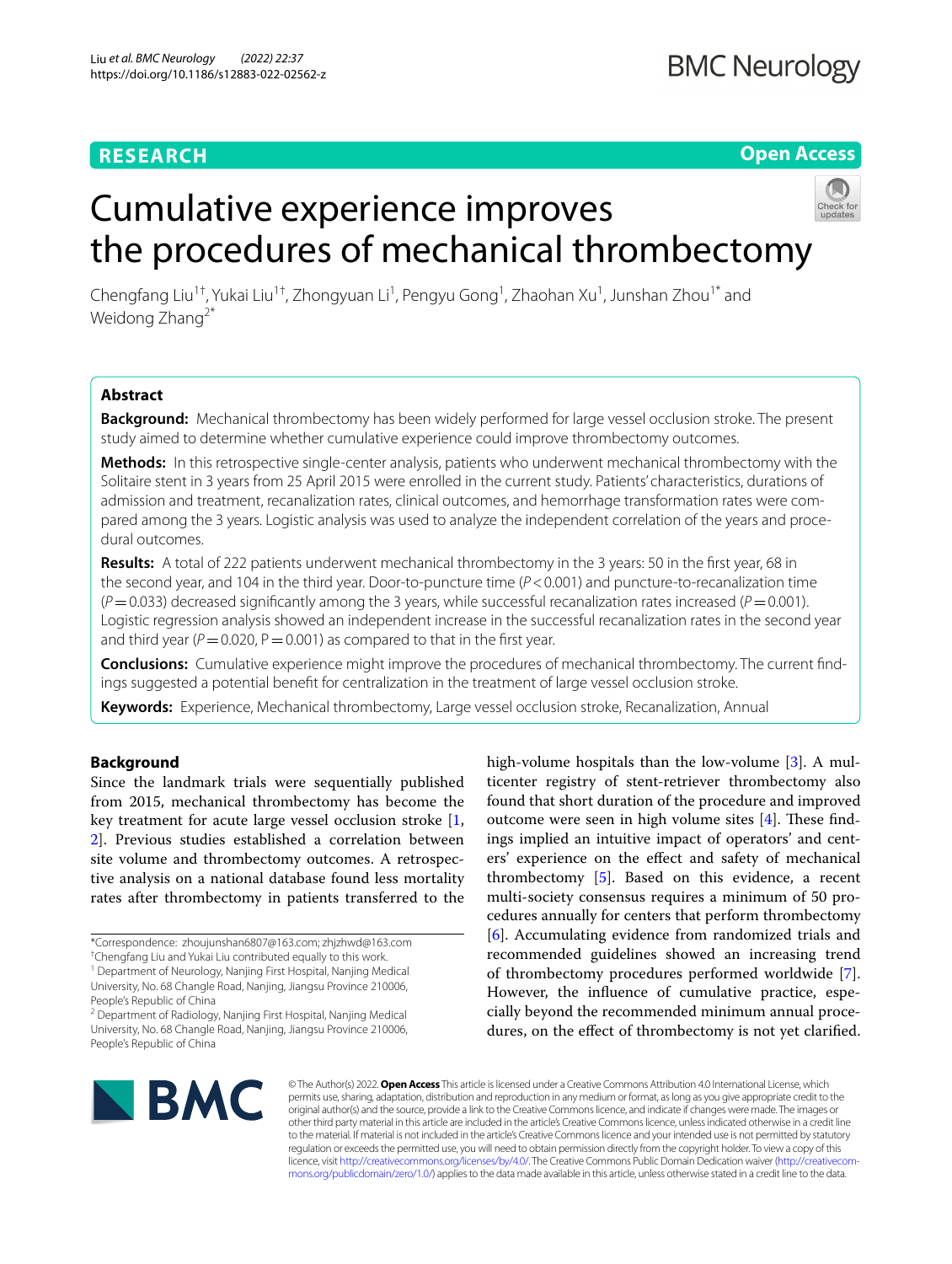**RESEARCH** **Open Access**

# Cumulative experience improves the procedures of mechanical thrombectomy

Chengfang Liu[1†], Yukai Liu[1†], Zhongyuan Li[1], Pengyu Gong[1], Zhaohan Xu[1], Junshan Zhou[1*] and Weidong Zhang[2*]

## Abstract

**Background:** Mechanical thrombectomy has been widely performed for large vessel occlusion stroke. The present study aimed to determine whether cumulative experience could improve thrombectomy outcomes.

**Methods:** In this retrospective single-center analysis, patients who underwent mechanical thrombectomy with the Solitaire stent in 3 years from 25 April 2015 were enrolled in the current study. Patients' characteristics, durations of admission and treatment, recanalization rates, clinical outcomes, and hemorrhage transformation rates were compared among the 3 years. Logistic analysis was used to analyze the independent correlation of the years and procedural outcomes.

**Results:** A total of 222 patients underwent mechanical thrombectomy in the 3 years: 50 in the first year, 68 in the second year, and 104 in the third year. Door-to-puncture time ($P < 0.001$) and puncture-to-recanalization time ($P = 0.033$) decreased significantly among the 3 years, while successful recanalization rates increased ($P = 0.001$). Logistic regression analysis showed an independent increase in the successful recanalization rates in the second year and third year ($P = 0.020$, $P = 0.001$) as compared to that in the first year.

**Conclusions:** Cumulative experience might improve the procedures of mechanical thrombectomy. The current findings suggested a potential benefit for centralization in the treatment of large vessel occlusion stroke.

**Keywords:** Experience, Mechanical thrombectomy, Large vessel occlusion stroke, Recanalization, Annual

## Background

Since the landmark trials were sequentially published from 2015, mechanical thrombectomy has become the key treatment for acute large vessel occlusion stroke [1, 2]. Previous studies established a correlation between site volume and thrombectomy outcomes. A retrospective analysis on a national database found less mortality rates after thrombectomy in patients transferred to the high-volume hospitals than the low-volume [3]. A multicenter registry of stent-retriever thrombectomy also found that short duration of the procedure and improved outcome were seen in high volume sites [4]. These findings implied an intuitive impact of operators' and centers' experience on the effect and safety of mechanical thrombectomy [5]. Based on this evidence, a recent multi-society consensus requires a minimum of 50 procedures annually for centers that perform thrombectomy [6]. Accumulating evidence from randomized trials and recommended guidelines showed an increasing trend of thrombectomy procedures performed worldwide [7]. However, the influence of cumulative practice, especially beyond the recommended minimum annual procedures, on the effect of thrombectomy is not yet clarified.

*Correspondence: zhoujunshan6807@163.com; zhjzhwd@163.com
†Chengfang Liu and Yukai Liu contributed equally to this work.
[1] Department of Neurology, Nanjing First Hospital, Nanjing Medical University, No. 68 Changle Road, Nanjing, Jiangsu Province 210006, People's Republic of China
[2] Department of Radiology, Nanjing First Hospital, Nanjing Medical University, No. 68 Changle Road, Nanjing, Jiangsu Province 210006, People's Republic of China

© The Author(s) 2022. **Open Access** This article is licensed under a Creative Commons Attribution 4.0 International License, which permits use, sharing, adaptation, distribution and reproduction in any medium or format, as long as you give appropriate credit to the original author(s) and the source, provide a link to the Creative Commons licence, and indicate if changes were made. The images or other third party material in this article are included in the article's Creative Commons licence, unless indicated otherwise in a credit line to the material. If material is not included in the article's Creative Commons licence and your intended use is not permitted by statutory regulation or exceeds the permitted use, you will need to obtain permission directly from the copyright holder. To view a copy of this licence, visit http://creativecommons.org/licenses/by/4.0/. The Creative Commons Public Domain Dedication waiver (http://creativecommons.org/publicdomain/zero/1.0/) applies to the data made available in this article, unless otherwise stated in a credit line to the data.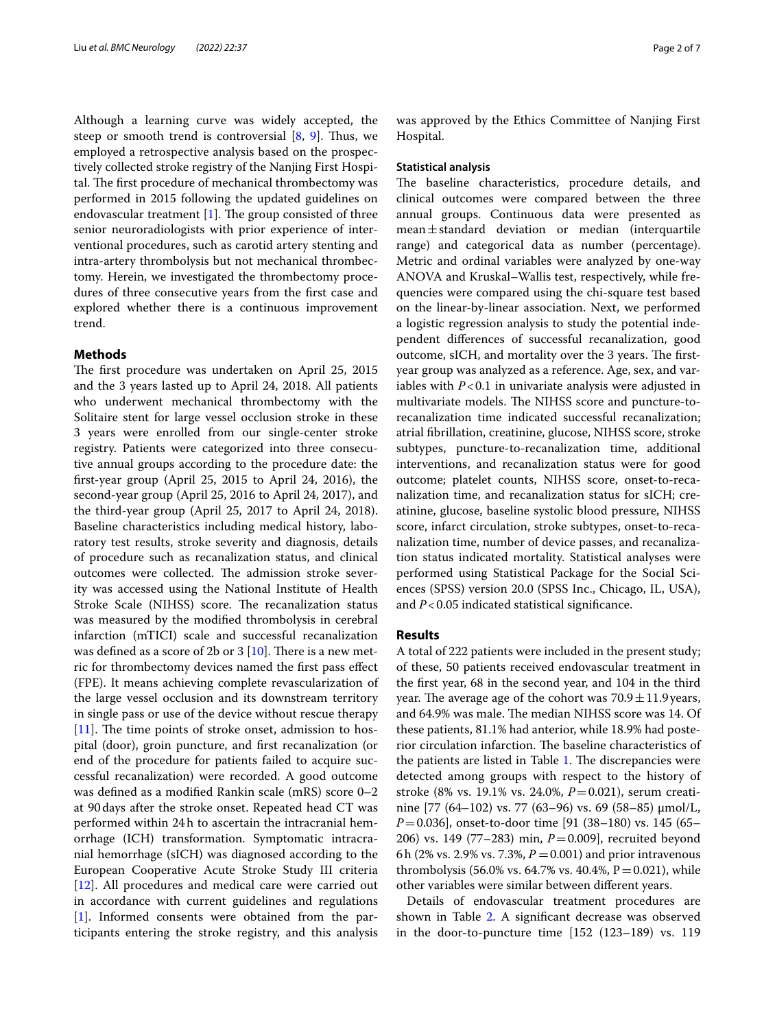Although a learning curve was widely accepted, the steep or smooth trend is controversial [8, 9]. Thus, we employed a retrospective analysis based on the prospectively collected stroke registry of the Nanjing First Hospital. The first procedure of mechanical thrombectomy was performed in 2015 following the updated guidelines on endovascular treatment [1]. The group consisted of three senior neuroradiologists with prior experience of interventional procedures, such as carotid artery stenting and intra-artery thrombolysis but not mechanical thrombectomy. Herein, we investigated the thrombectomy procedures of three consecutive years from the first case and explored whether there is a continuous improvement trend.

## Methods

The first procedure was undertaken on April 25, 2015 and the 3 years lasted up to April 24, 2018. All patients who underwent mechanical thrombectomy with the Solitaire stent for large vessel occlusion stroke in these 3 years were enrolled from our single-center stroke registry. Patients were categorized into three consecutive annual groups according to the procedure date: the first-year group (April 25, 2015 to April 24, 2016), the second-year group (April 25, 2016 to April 24, 2017), and the third-year group (April 25, 2017 to April 24, 2018). Baseline characteristics including medical history, laboratory test results, stroke severity and diagnosis, details of procedure such as recanalization status, and clinical outcomes were collected. The admission stroke severity was accessed using the National Institute of Health Stroke Scale (NIHSS) score. The recanalization status was measured by the modified thrombolysis in cerebral infarction (mTICI) scale and successful recanalization was defined as a score of 2b or 3 [10]. There is a new metric for thrombectomy devices named the first pass effect (FPE). It means achieving complete revascularization of the large vessel occlusion and its downstream territory in single pass or use of the device without rescue therapy [11]. The time points of stroke onset, admission to hospital (door), groin puncture, and first recanalization (or end of the procedure for patients failed to acquire successful recanalization) were recorded. A good outcome was defined as a modified Rankin scale (mRS) score 0–2 at 90 days after the stroke onset. Repeated head CT was performed within 24 h to ascertain the intracranial hemorrhage (ICH) transformation. Symptomatic intracranial hemorrhage (sICH) was diagnosed according to the European Cooperative Acute Stroke Study III criteria [12]. All procedures and medical care were carried out in accordance with current guidelines and regulations [1]. Informed consents were obtained from the participants entering the stroke registry, and this analysis was approved by the Ethics Committee of Nanjing First Hospital.

### Statistical analysis

The baseline characteristics, procedure details, and clinical outcomes were compared between the three annual groups. Continuous data were presented as mean ± standard deviation or median (interquartile range) and categorical data as number (percentage). Metric and ordinal variables were analyzed by one-way ANOVA and Kruskal–Wallis test, respectively, while frequencies were compared using the chi-square test based on the linear-by-linear association. Next, we performed a logistic regression analysis to study the potential independent differences of successful recanalization, good outcome, sICH, and mortality over the 3 years. The first-year group was analyzed as a reference. Age, sex, and variables with $P < 0.1$ in univariate analysis were adjusted in multivariate models. The NIHSS score and puncture-to-recanalization time indicated successful recanalization; atrial fibrillation, creatinine, glucose, NIHSS score, stroke subtypes, puncture-to-recanalization time, additional interventions, and recanalization status were for good outcome; platelet counts, NIHSS score, onset-to-recanalization time, and recanalization status for sICH; creatinine, glucose, baseline systolic blood pressure, NIHSS score, infarct circulation, stroke subtypes, onset-to-recanalization time, number of device passes, and recanalization status indicated mortality. Statistical analyses were performed using Statistical Package for the Social Sciences (SPSS) version 20.0 (SPSS Inc., Chicago, IL, USA), and $P < 0.05$ indicated statistical significance.

## Results

A total of 222 patients were included in the present study; of these, 50 patients received endovascular treatment in the first year, 68 in the second year, and 104 in the third year. The average age of the cohort was 70.9 ± 11.9 years, and 64.9% was male. The median NIHSS score was 14. Of these patients, 81.1% had anterior, while 18.9% had posterior circulation infarction. The baseline characteristics of the patients are listed in Table 1. The discrepancies were detected among groups with respect to the history of stroke (8% vs. 19.1% vs. 24.0%, $P = 0.021$), serum creatinine [77 (64–102) vs. 77 (63–96) vs. 69 (58–85) μmol/L, $P = 0.036$], onset-to-door time [91 (38–180) vs. 145 (65–206) vs. 149 (77–283) min, $P = 0.009$], recruited beyond 6 h (2% vs. 2.9% vs. 7.3%, $P = 0.001$) and prior intravenous thrombolysis (56.0% vs. 64.7% vs. 40.4%, $P = 0.021$), while other variables were similar between different years.

Details of endovascular treatment procedures are shown in Table 2. A significant decrease was observed in the door-to-puncture time [152 (123–189) vs. 119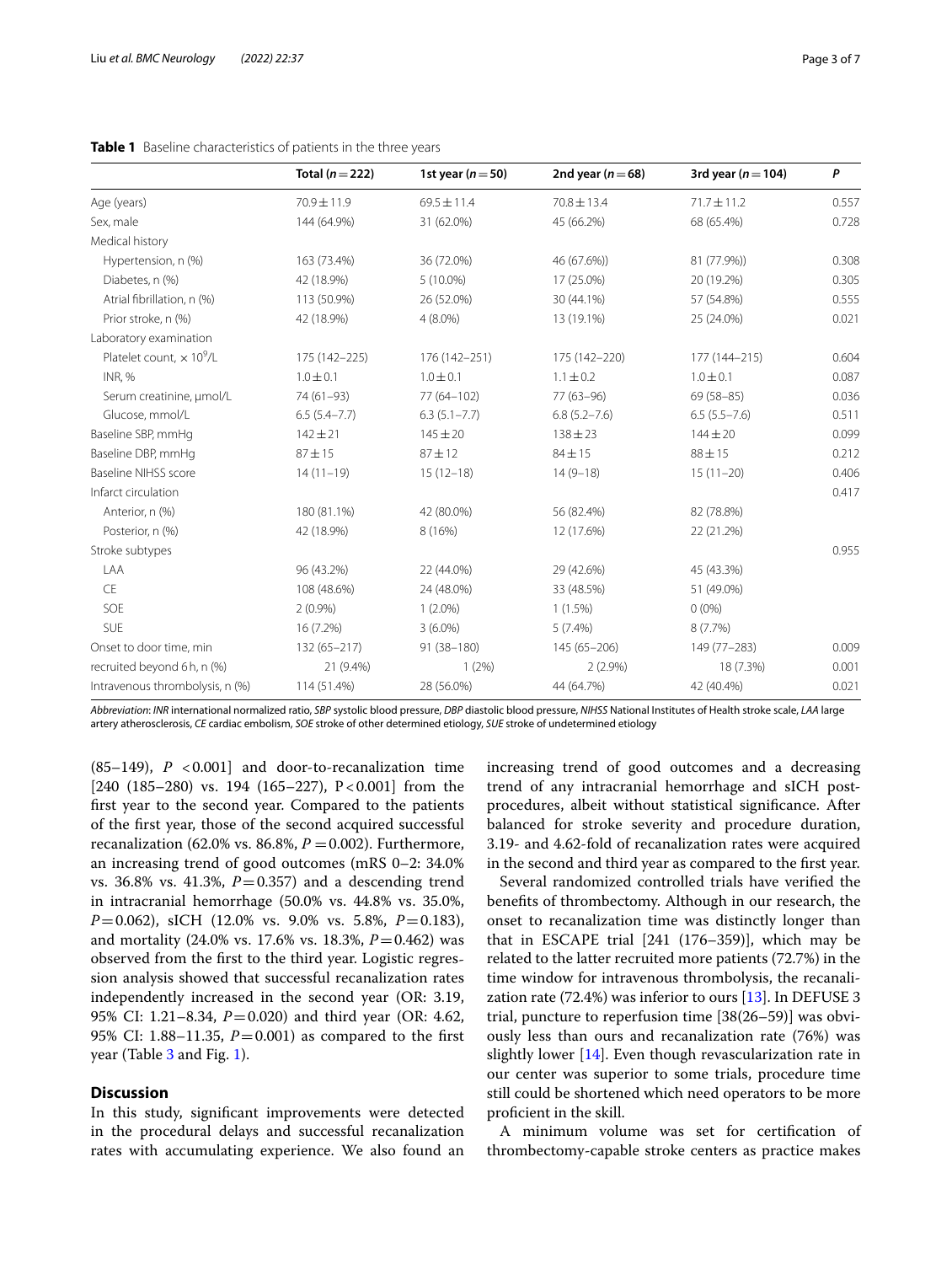**Table 1** Baseline characteristics of patients in the three years

| | Total ($n=222$) | 1st year ($n=50$) | 2nd year ($n=68$) | 3rd year ($n=104$) | *P* |
|---|---|---|---|---|---|
| Age (years) | 70.9 ± 11.9 | 69.5 ± 11.4 | 70.8 ± 13.4 | 71.7 ± 11.2 | 0.557 |
| Sex, male | 144 (64.9%) | 31 (62.0%) | 45 (66.2%) | 68 (65.4%) | 0.728 |
| Medical history | | | | | |
| Hypertension, n (%) | 163 (73.4%) | 36 (72.0%) | 46 (67.6%)) | 81 (77.9%)) | 0.308 |
| Diabetes, n (%) | 42 (18.9%) | 5 (10.0%) | 17 (25.0%) | 20 (19.2%) | 0.305 |
| Atrial fibrillation, n (%) | 113 (50.9%) | 26 (52.0%) | 30 (44.1%) | 57 (54.8%) | 0.555 |
| Prior stroke, n (%) | 42 (18.9%) | 4 (8.0%) | 13 (19.1%) | 25 (24.0%) | 0.021 |
| Laboratory examination | | | | | |
| Platelet count, $\times 10^9$/L | 175 (142–225) | 176 (142–251) | 175 (142–220) | 177 (144–215) | 0.604 |
| INR, % | 1.0 ± 0.1 | 1.0 ± 0.1 | 1.1 ± 0.2 | 1.0 ± 0.1 | 0.087 |
| Serum creatinine, μmol/L | 74 (61–93) | 77 (64–102) | 77 (63–96) | 69 (58–85) | 0.036 |
| Glucose, mmol/L | 6.5 (5.4–7.7) | 6.3 (5.1–7.7) | 6.8 (5.2–7.6) | 6.5 (5.5–7.6) | 0.511 |
| Baseline SBP, mmHg | 142 ± 21 | 145 ± 20 | 138 ± 23 | 144 ± 20 | 0.099 |
| Baseline DBP, mmHg | 87 ± 15 | 87 ± 12 | 84 ± 15 | 88 ± 15 | 0.212 |
| Baseline NIHSS score | 14 (11–19) | 15 (12–18) | 14 (9–18) | 15 (11–20) | 0.406 |
| Infarct circulation | | | | | 0.417 |
| Anterior, n (%) | 180 (81.1%) | 42 (80.0%) | 56 (82.4%) | 82 (78.8%) | |
| Posterior, n (%) | 42 (18.9%) | 8 (16%) | 12 (17.6%) | 22 (21.2%) | |
| Stroke subtypes | | | | | 0.955 |
| LAA | 96 (43.2%) | 22 (44.0%) | 29 (42.6%) | 45 (43.3%) | |
| CE | 108 (48.6%) | 24 (48.0%) | 33 (48.5%) | 51 (49.0%) | |
| SOE | 2 (0.9%) | 1 (2.0%) | 1 (1.5%) | 0 (0%) | |
| SUE | 16 (7.2%) | 3 (6.0%) | 5 (7.4%) | 8 (7.7%) | |
| Onset to door time, min | 132 (65–217) | 91 (38–180) | 145 (65–206) | 149 (77–283) | 0.009 |
| recruited beyond 6 h, n (%) | 21 (9.4%) | 1 (2%) | 2 (2.9%) | 18 (7.3%) | 0.001 |
| Intravenous thrombolysis, n (%) | 114 (51.4%) | 28 (56.0%) | 44 (64.7%) | 42 (40.4%) | 0.021 |

*Abbreviation*: *INR* international normalized ratio, *SBP* systolic blood pressure, *DBP* diastolic blood pressure, *NIHSS* National Institutes of Health stroke scale, *LAA* large artery atherosclerosis, *CE* cardiac embolism, *SOE* stroke of other determined etiology, *SUE* stroke of undetermined etiology

(85–149), $P<0.001$] and door-to-recanalization time [240 (185–280) vs. 194 (165–227), $P<0.001$] from the first year to the second year. Compared to the patients of the first year, those of the second acquired successful recanalization (62.0% vs. 86.8%, $P=0.002$). Furthermore, an increasing trend of good outcomes (mRS 0–2: 34.0% vs. 36.8% vs. 41.3%, $P=0.357$) and a descending trend in intracranial hemorrhage (50.0% vs. 44.8% vs. 35.0%, $P=0.062$), sICH (12.0% vs. 9.0% vs. 5.8%, $P=0.183$), and mortality (24.0% vs. 17.6% vs. 18.3%, $P=0.462$) was observed from the first to the third year. Logistic regression analysis showed that successful recanalization rates independently increased in the second year (OR: 3.19, 95% CI: 1.21–8.34, $P=0.020$) and third year (OR: 4.62, 95% CI: 1.88–11.35, $P=0.001$) as compared to the first year (Table 3 and Fig. 1).

## Discussion

In this study, significant improvements were detected in the procedural delays and successful recanalization rates with accumulating experience. We also found an increasing trend of good outcomes and a decreasing trend of any intracranial hemorrhage and sICH post-procedures, albeit without statistical significance. After balanced for stroke severity and procedure duration, 3.19- and 4.62-fold of recanalization rates were acquired in the second and third year as compared to the first year.

Several randomized controlled trials have verified the benefits of thrombectomy. Although in our research, the onset to recanalization time was distinctly longer than that in ESCAPE trial [241 (176–359)], which may be related to the latter recruited more patients (72.7%) in the time window for intravenous thrombolysis, the recanalization rate (72.4%) was inferior to ours [13]. In DEFUSE 3 trial, puncture to reperfusion time [38(26–59)] was obviously less than ours and recanalization rate (76%) was slightly lower [14]. Even though revascularization rate in our center was superior to some trials, procedure time still could be shortened which need operators to be more proficient in the skill.

A minimum volume was set for certification of thrombectomy-capable stroke centers as practice makes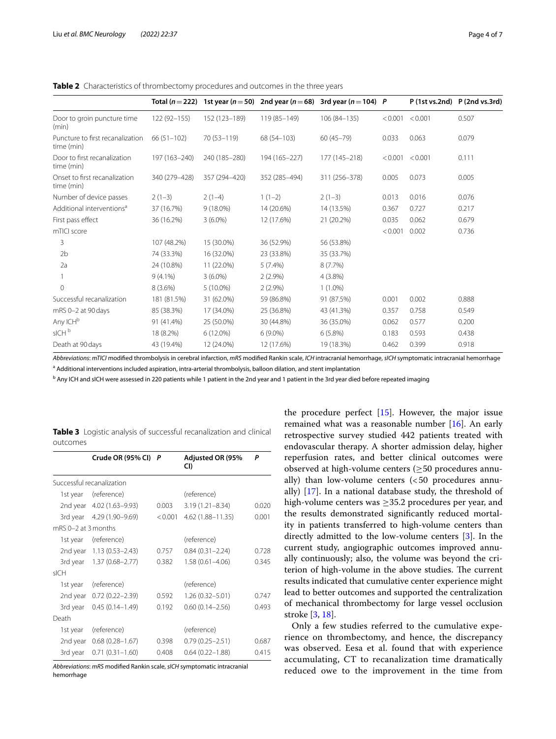**Table 2** Characteristics of thrombectomy procedures and outcomes in the three years

| | Total (n = 222) | 1st year (n = 50) | 2nd year (n = 68) | 3rd year (n = 104) | P | P (1st vs.2nd) | P (2nd vs.3rd) |
|---|---|---|---|---|---|---|---|
| Door to groin puncture time (min) | 122 (92–155) | 152 (123–189) | 119 (85–149) | 106 (84–135) | < 0.001 | < 0.001 | 0.507 |
| Puncture to first recanalization time (min) | 66 (51–102) | 70 (53–119) | 68 (54–103) | 60 (45–79) | 0.033 | 0.063 | 0.079 |
| Door to first recanalization time (min) | 197 (163–240) | 240 (185–280) | 194 (165–227) | 177 (145–218) | < 0.001 | < 0.001 | 0.111 |
| Onset to first recanalization time (min) | 340 (279–428) | 357 (294–420) | 352 (285–494) | 311 (256–378) | 0.005 | 0.073 | 0.005 |
| Number of device passes | 2 (1–3) | 2 (1–4) | 1 (1–2) | 2 (1–3) | 0.013 | 0.016 | 0.076 |
| Additional interventions[a] | 37 (16.7%) | 9 (18.0%) | 14 (20.6%) | 14 (13.5%) | 0.367 | 0.727 | 0.217 |
| First pass effect | 36 (16.2%) | 3 (6.0%) | 12 (17.6%) | 21 (20.2%) | 0.035 | 0.062 | 0.679 |
| mTICI score | | | | | < 0.001 | 0.002 | 0.736 |
| 3 | 107 (48.2%) | 15 (30.0%) | 36 (52.9%) | 56 (53.8%) | | | |
| 2b | 74 (33.3%) | 16 (32.0%) | 23 (33.8%) | 35 (33.7%) | | | |
| 2a | 24 (10.8%) | 11 (22.0%) | 5 (7.4%) | 8 (7.7%) | | | |
| 1 | 9 (4.1%) | 3 (6.0%) | 2 (2.9%) | 4 (3.8%) | | | |
| 0 | 8 (3.6%) | 5 (10.0%) | 2 (2.9%) | 1 (1.0%) | | | |
| Successful recanalization | 181 (81.5%) | 31 (62.0%) | 59 (86.8%) | 91 (87.5%) | 0.001 | 0.002 | 0.888 |
| mRS 0–2 at 90 days | 85 (38.3%) | 17 (34.0%) | 25 (36.8%) | 43 (41.3%) | 0.357 | 0.758 | 0.549 |
| Any ICH[b] | 91 (41.4%) | 25 (50.0%) | 30 (44.8%) | 36 (35.0%) | 0.062 | 0.577 | 0.200 |
| sICH[b] | 18 (8.2%) | 6 (12.0%) | 6 (9.0%) | 6 (5.8%) | 0.183 | 0.593 | 0.438 |
| Death at 90 days | 43 (19.4%) | 12 (24.0%) | 12 (17.6%) | 19 (18.3%) | 0.462 | 0.399 | 0.918 |

*Abbreviations*: *mTICI* modified thrombolysis in cerebral infarction, *mRS* modified Rankin scale, *ICH* intracranial hemorrhage, *sICH* symptomatic intracranial hemorrhage

[a] Additional interventions included aspiration, intra-arterial thrombolysis, balloon dilation, and stent implantation

[b] Any ICH and sICH were assessed in 220 patients while 1 patient in the 2nd year and 1 patient in the 3rd year died before repeated imaging

**Table 3** Logistic analysis of successful recanalization and clinical outcomes

| | Crude OR (95% CI) | P | Adjusted OR (95% CI) | P |
|---|---|---|---|---|
| Successful recanalization | | | | |
| 1st year | (reference) | | (reference) | |
| 2nd year | 4.02 (1.63–9.93) | 0.003 | 3.19 (1.21–8.34) | 0.020 |
| 3rd year | 4.29 (1.90–9.69) | < 0.001 | 4.62 (1.88–11.35) | 0.001 |
| mRS 0–2 at 3 months | | | | |
| 1st year | (reference) | | (reference) | |
| 2nd year | 1.13 (0.53–2.43) | 0.757 | 0.84 (0.31–2.24) | 0.728 |
| 3rd year | 1.37 (0.68–2.77) | 0.382 | 1.58 (0.61–4.06) | 0.345 |
| sICH | | | | |
| 1st year | (reference) | | (reference) | |
| 2nd year | 0.72 (0.22–2.39) | 0.592 | 1.26 (0.32–5.01) | 0.747 |
| 3rd year | 0.45 (0.14–1.49) | 0.192 | 0.60 (0.14–2.56) | 0.493 |
| Death | | | | |
| 1st year | (reference) | | (reference) | |
| 2nd year | 0.68 (0.28–1.67) | 0.398 | 0.79 (0.25–2.51) | 0.687 |
| 3rd year | 0.71 (0.31–1.60) | 0.408 | 0.64 (0.22–1.88) | 0.415 |

*Abbreviations*: *mRS* modified Rankin scale, *sICH* symptomatic intracranial hemorrhage

the procedure perfect [15]. However, the major issue remained what was a reasonable number [16]. An early retrospective survey studied 442 patients treated with endovascular therapy. A shorter admission delay, higher reperfusion rates, and better clinical outcomes were observed at high-volume centers (≥50 procedures annually) than low-volume centers (< 50 procedures annually) [17]. In a national database study, the threshold of high-volume centers was ≥35.2 procedures per year, and the results demonstrated significantly reduced mortality in patients transferred to high-volume centers than directly admitted to the low-volume centers [3]. In the current study, angiographic outcomes improved annually continuously; also, the volume was beyond the criterion of high-volume in the above studies. The current results indicated that cumulative center experience might lead to better outcomes and supported the centralization of mechanical thrombectomy for large vessel occlusion stroke [3, 18].

Only a few studies referred to the cumulative experience on thrombectomy, and hence, the discrepancy was observed. Eesa et al. found that with experience accumulating, CT to recanalization time dramatically reduced owe to the improvement in the time from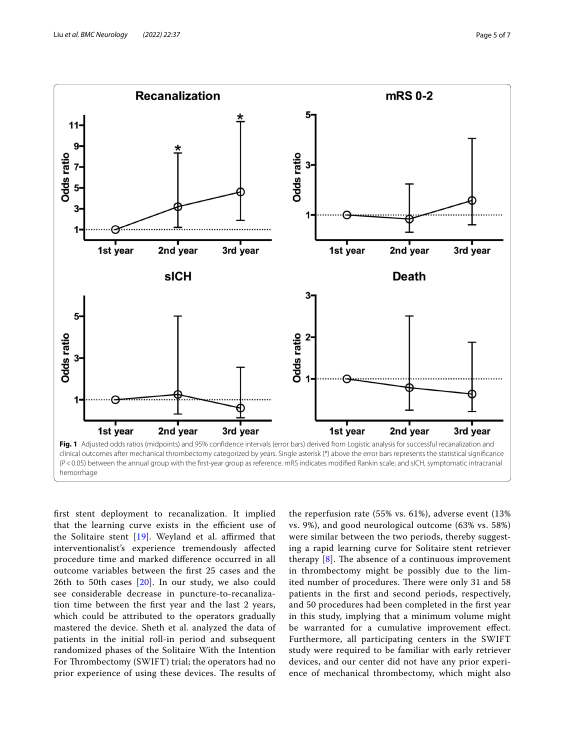Recanalization

Odds ratio

11
9
7
5
3
1

*
*

1st year
2nd year
3rd year

mRS 0-2

Odds ratio

5
3
1

1st year
2nd year
3rd year

sICH

Odds ratio

5
3
1

1st year
2nd year
3rd year

Death

Odds ratio

3
2
1

1st year
2nd year
3rd year

**Fig. 1** Adjusted odds ratios (midpoints) and 95% confidence intervals (error bars) derived from Logistic analysis for successful recanalization and clinical outcomes after mechanical thrombectomy categorized by years. Single asterisk (*) above the error bars represents the statistical significance ($P < 0.05$) between the annual group with the first-year group as reference. mRS indicates modified Rankin scale; and sICH, symptomatic intracranial hemorrhage

first stent deployment to recanalization. It implied that the learning curve exists in the efficient use of the Solitaire stent [19]. Weyland et al. affirmed that interventionalist's experience tremendously affected procedure time and marked difference occurred in all outcome variables between the first 25 cases and the 26th to 50th cases [20]. In our study, we also could see considerable decrease in puncture-to-recanalization time between the first year and the last 2 years, which could be attributed to the operators gradually mastered the device. Sheth et al. analyzed the data of patients in the initial roll-in period and subsequent randomized phases of the Solitaire With the Intention For Thrombectomy (SWIFT) trial; the operators had no prior experience of using these devices. The results of the reperfusion rate (55% vs. 61%), adverse event (13% vs. 9%), and good neurological outcome (63% vs. 58%) were similar between the two periods, thereby suggesting a rapid learning curve for Solitaire stent retriever therapy [8]. The absence of a continuous improvement in thrombectomy might be possibly due to the limited number of procedures. There were only 31 and 58 patients in the first and second periods, respectively, and 50 procedures had been completed in the first year in this study, implying that a minimum volume might be warranted for a cumulative improvement effect. Furthermore, all participating centers in the SWIFT study were required to be familiar with early retriever devices, and our center did not have any prior experience of mechanical thrombectomy, which might also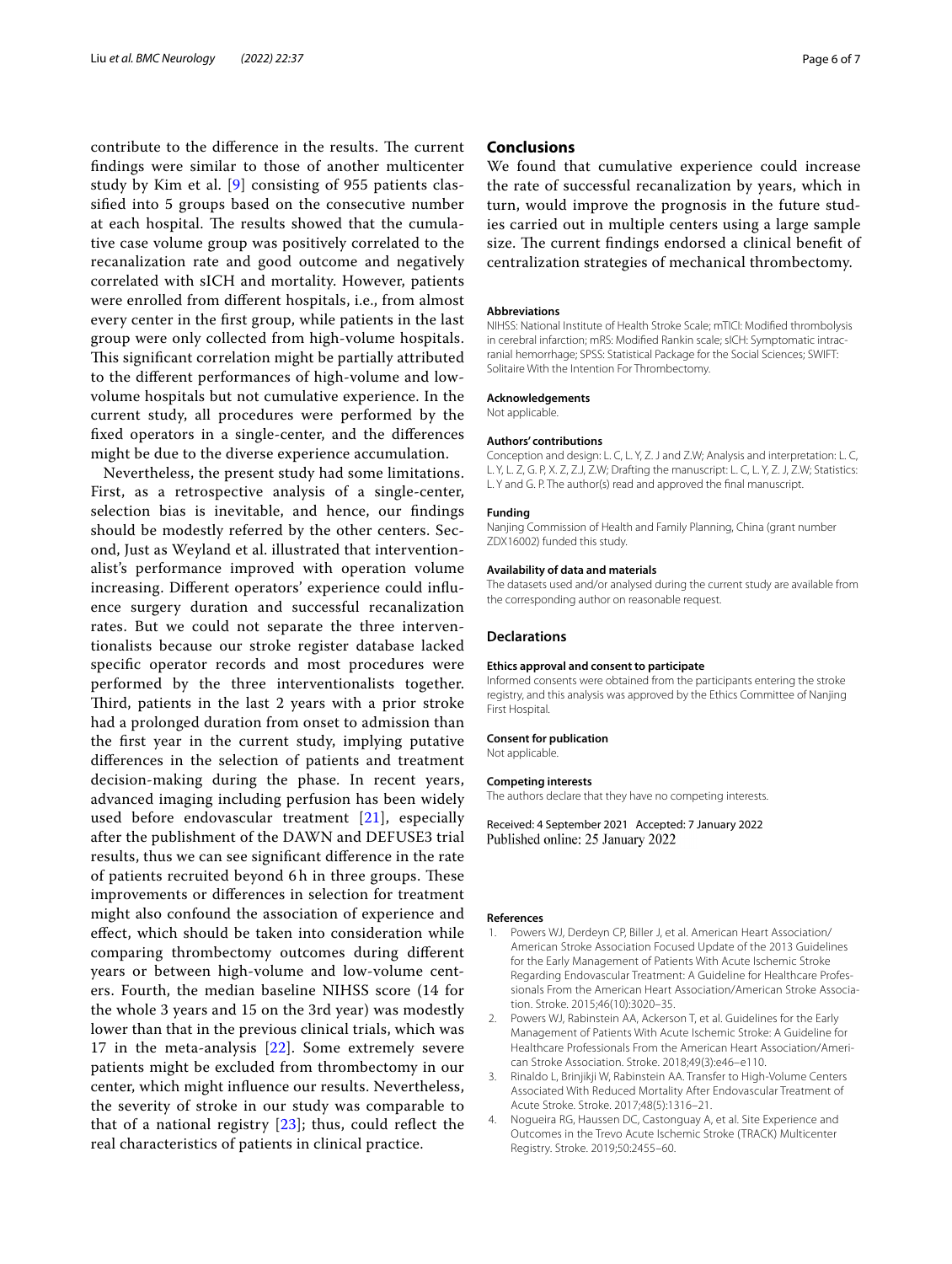contribute to the difference in the results. The current findings were similar to those of another multicenter study by Kim et al. [9] consisting of 955 patients classified into 5 groups based on the consecutive number at each hospital. The results showed that the cumulative case volume group was positively correlated to the recanalization rate and good outcome and negatively correlated with sICH and mortality. However, patients were enrolled from different hospitals, i.e., from almost every center in the first group, while patients in the last group were only collected from high-volume hospitals. This significant correlation might be partially attributed to the different performances of high-volume and low-volume hospitals but not cumulative experience. In the current study, all procedures were performed by the fixed operators in a single-center, and the differences might be due to the diverse experience accumulation.

Nevertheless, the present study had some limitations. First, as a retrospective analysis of a single-center, selection bias is inevitable, and hence, our findings should be modestly referred by the other centers. Second, Just as Weyland et al. illustrated that interventionalist's performance improved with operation volume increasing. Different operators' experience could influence surgery duration and successful recanalization rates. But we could not separate the three interventionalists because our stroke register database lacked specific operator records and most procedures were performed by the three interventionalists together. Third, patients in the last 2 years with a prior stroke had a prolonged duration from onset to admission than the first year in the current study, implying putative differences in the selection of patients and treatment decision-making during the phase. In recent years, advanced imaging including perfusion has been widely used before endovascular treatment [21], especially after the publishment of the DAWN and DEFUSE3 trial results, thus we can see significant difference in the rate of patients recruited beyond 6 h in three groups. These improvements or differences in selection for treatment might also confound the association of experience and effect, which should be taken into consideration while comparing thrombectomy outcomes during different years or between high-volume and low-volume centers. Fourth, the median baseline NIHSS score (14 for the whole 3 years and 15 on the 3rd year) was modestly lower than that in the previous clinical trials, which was 17 in the meta-analysis [22]. Some extremely severe patients might be excluded from thrombectomy in our center, which might influence our results. Nevertheless, the severity of stroke in our study was comparable to that of a national registry [23]; thus, could reflect the real characteristics of patients in clinical practice.

## Conclusions

We found that cumulative experience could increase the rate of successful recanalization by years, which in turn, would improve the prognosis in the future studies carried out in multiple centers using a large sample size. The current findings endorsed a clinical benefit of centralization strategies of mechanical thrombectomy.

#### Abbreviations

NIHSS: National Institute of Health Stroke Scale; mTICI: Modified thrombolysis in cerebral infarction; mRS: Modified Rankin scale; sICH: Symptomatic intracranial hemorrhage; SPSS: Statistical Package for the Social Sciences; SWIFT: Solitaire With the Intention For Thrombectomy.

#### Acknowledgements

Not applicable.

#### Authors' contributions

Conception and design: L. C, L. Y, Z. J and Z.W; Analysis and interpretation: L. C, L. Y, L. Z, G. P, X. Z, Z.J, Z.W; Drafting the manuscript: L. C, L. Y, Z. J, Z.W; Statistics: L. Y and G. P. The author(s) read and approved the final manuscript.

#### Funding

Nanjing Commission of Health and Family Planning, China (grant number ZDX16002) funded this study.

#### Availability of data and materials

The datasets used and/or analysed during the current study are available from the corresponding author on reasonable request.

### Declarations

#### Ethics approval and consent to participate

Informed consents were obtained from the participants entering the stroke registry, and this analysis was approved by the Ethics Committee of Nanjing First Hospital.

#### Consent for publication

Not applicable.

#### Competing interests

The authors declare that they have no competing interests.

Received: 4 September 2021 Accepted: 7 January 2022
Published online: 25 January 2022

#### References

1. Powers WJ, Derdeyn CP, Biller J, et al. American Heart Association/American Stroke Association Focused Update of the 2013 Guidelines for the Early Management of Patients With Acute Ischemic Stroke Regarding Endovascular Treatment: A Guideline for Healthcare Professionals From the American Heart Association/American Stroke Association. Stroke. 2015;46(10):3020–35.
2. Powers WJ, Rabinstein AA, Ackerson T, et al. Guidelines for the Early Management of Patients With Acute Ischemic Stroke: A Guideline for Healthcare Professionals From the American Heart Association/American Stroke Association. Stroke. 2018;49(3):e46–e110.
3. Rinaldo L, Brinjikji W, Rabinstein AA. Transfer to High-Volume Centers Associated With Reduced Mortality After Endovascular Treatment of Acute Stroke. Stroke. 2017;48(5):1316–21.
4. Nogueira RG, Haussen DC, Castonguay A, et al. Site Experience and Outcomes in the Trevo Acute Ischemic Stroke (TRACK) Multicenter Registry. Stroke. 2019;50:2455–60.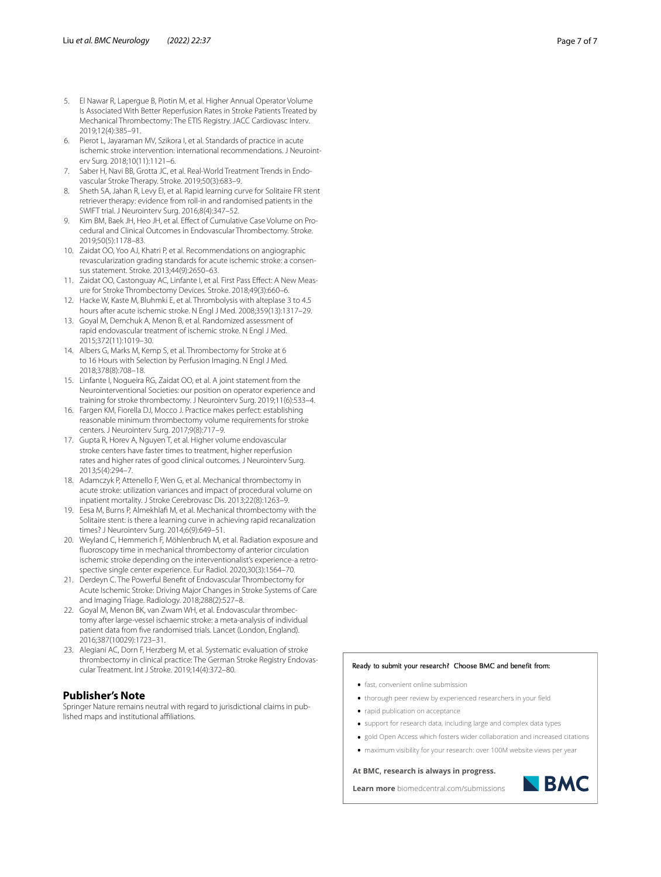5. El Nawar R, Lapergue B, Piotin M, et al. Higher Annual Operator Volume Is Associated With Better Reperfusion Rates in Stroke Patients Treated by Mechanical Thrombectomy: The ETIS Registry. JACC Cardiovasc Interv. 2019;12(4):385–91.
6. Pierot L, Jayaraman MV, Szikora I, et al. Standards of practice in acute ischemic stroke intervention: international recommendations. J Neurointerv Surg. 2018;10(11):1121–6.
7. Saber H, Navi BB, Grotta JC, et al. Real-World Treatment Trends in Endovascular Stroke Therapy. Stroke. 2019;50(3):683–9.
8. Sheth SA, Jahan R, Levy EI, et al. Rapid learning curve for Solitaire FR stent retriever therapy: evidence from roll-in and randomised patients in the SWIFT trial. J Neurointerv Surg. 2016;8(4):347–52.
9. Kim BM, Baek JH, Heo JH, et al. Effect of Cumulative Case Volume on Procedural and Clinical Outcomes in Endovascular Thrombectomy. Stroke. 2019;50(5):1178–83.
10. Zaidat OO, Yoo AJ, Khatri P, et al. Recommendations on angiographic revascularization grading standards for acute ischemic stroke: a consensus statement. Stroke. 2013;44(9):2650–63.
11. Zaidat OO, Castonguay AC, Linfante I, et al. First Pass Effect: A New Measure for Stroke Thrombectomy Devices. Stroke. 2018;49(3):660–6.
12. Hacke W, Kaste M, Bluhmki E, et al. Thrombolysis with alteplase 3 to 4.5 hours after acute ischemic stroke. N Engl J Med. 2008;359(13):1317–29.
13. Goyal M, Demchuk A, Menon B, et al. Randomized assessment of rapid endovascular treatment of ischemic stroke. N Engl J Med. 2015;372(11):1019–30.
14. Albers G, Marks M, Kemp S, et al. Thrombectomy for Stroke at 6 to 16 Hours with Selection by Perfusion Imaging. N Engl J Med. 2018;378(8):708–18.
15. Linfante I, Nogueira RG, Zaidat OO, et al. A joint statement from the Neurointerventional Societies: our position on operator experience and training for stroke thrombectomy. J Neurointerv Surg. 2019;11(6):533–4.
16. Fargen KM, Fiorella DJ, Mocco J. Practice makes perfect: establishing reasonable minimum thrombectomy volume requirements for stroke centers. J Neurointerv Surg. 2017;9(8):717–9.
17. Gupta R, Horev A, Nguyen T, et al. Higher volume endovascular stroke centers have faster times to treatment, higher reperfusion rates and higher rates of good clinical outcomes. J Neurointerv Surg. 2013;5(4):294–7.
18. Adamczyk P, Attenello F, Wen G, et al. Mechanical thrombectomy in acute stroke: utilization variances and impact of procedural volume on inpatient mortality. J Stroke Cerebrovasc Dis. 2013;22(8):1263–9.
19. Eesa M, Burns P, Almekhlafi M, et al. Mechanical thrombectomy with the Solitaire stent: is there a learning curve in achieving rapid recanalization times? J Neurointerv Surg. 2014;6(9):649–51.
20. Weyland C, Hemmerich F, Möhlenbruch M, et al. Radiation exposure and fluoroscopy time in mechanical thrombectomy of anterior circulation ischemic stroke depending on the interventionalist's experience-a retrospective single center experience. Eur Radiol. 2020;30(3):1564–70.
21. Derdeyn C. The Powerful Benefit of Endovascular Thrombectomy for Acute Ischemic Stroke: Driving Major Changes in Stroke Systems of Care and Imaging Triage. Radiology. 2018;288(2):527–8.
22. Goyal M, Menon BK, van Zwam WH, et al. Endovascular thrombectomy after large-vessel ischaemic stroke: a meta-analysis of individual patient data from five randomised trials. Lancet (London, England). 2016;387(10029):1723–31.
23. Alegiani AC, Dorn F, Herzberg M, et al. Systematic evaluation of stroke thrombectomy in clinical practice: The German Stroke Registry Endovascular Treatment. Int J Stroke. 2019;14(4):372–80.

## Publisher's Note

Springer Nature remains neutral with regard to jurisdictional claims in published maps and institutional affiliations.

Ready to submit your research? Choose BMC and benefit from:

- fast, convenient online submission
- thorough peer review by experienced researchers in your field
- rapid publication on acceptance
- support for research data, including large and complex data types
- gold Open Access which fosters wider collaboration and increased citations
- maximum visibility for your research: over 100M website views per year

**At BMC, research is always in progress.**

**Learn more** biomedcentral.com/submissions

BMC